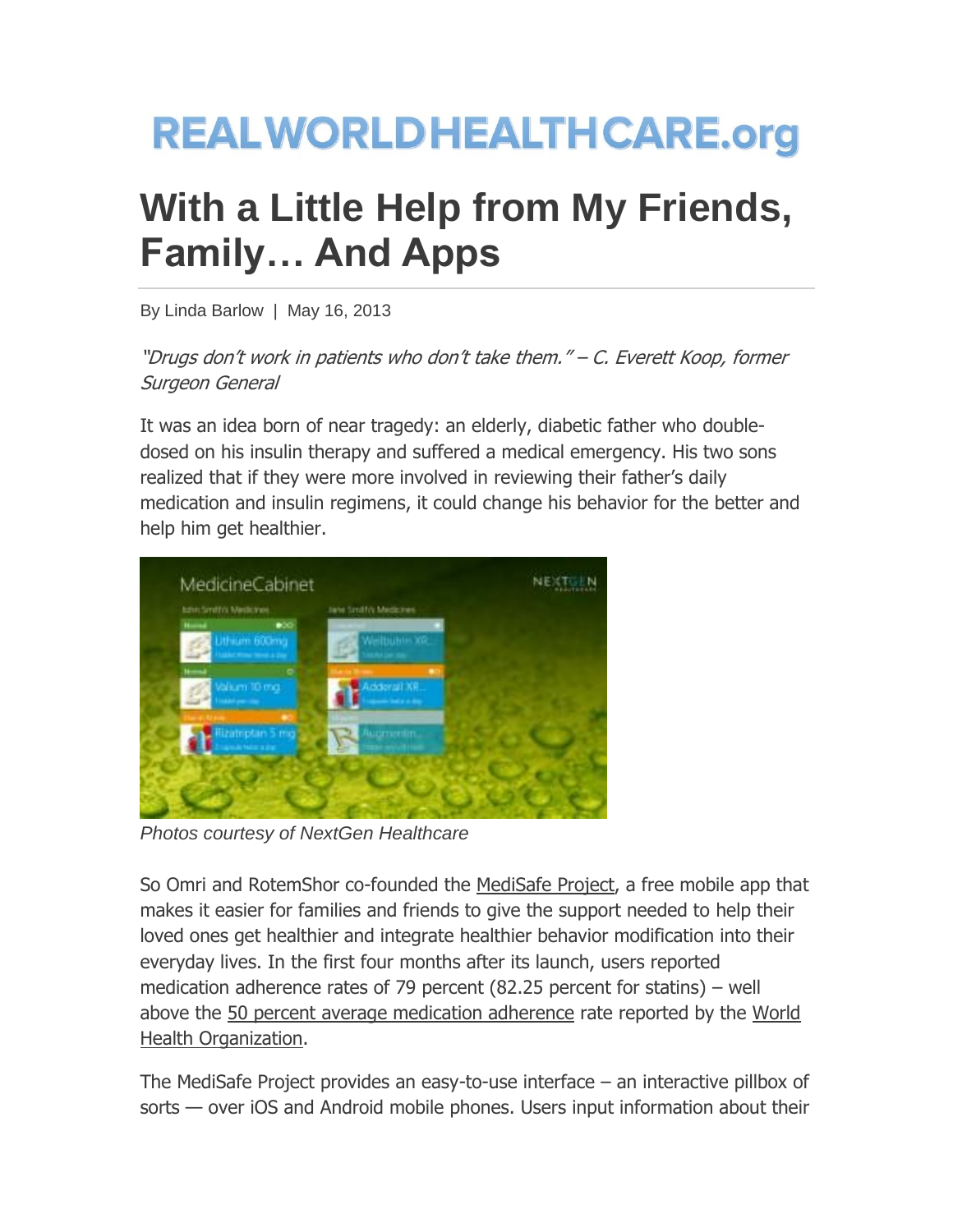# REALWORLDHEALTHCARE.org

# With a Little Help from My Friends, Family… And Apps

By Linda Barlow | May 16, 2013

*"Drugs don't work in patients who don't take them." – C. Everett Koop, former Surgeon General*

It was an idea born of near tragedy: an elderly, diabetic father who double-dosed on his insulin therapy and suffered a medical emergency. His two sons realized that if they were more involved in reviewing their father's daily medication and insulin regimens, it could change his behavior for the better and help him get healthier.

*Photos courtesy of NextGen Healthcare*

So Omri and RotemShor co-founded the MediSafe Project, a free mobile app that makes it easier for families and friends to give the support needed to help their loved ones get healthier and integrate healthier behavior modification into their everyday lives. In the first four months after its launch, users reported medication adherence rates of 79 percent (82.25 percent for statins) – well above the 50 percent average medication adherence rate reported by the World Health Organization.

The MediSafe Project provides an easy-to-use interface – an interactive pillbox of sorts — over iOS and Android mobile phones. Users input information about their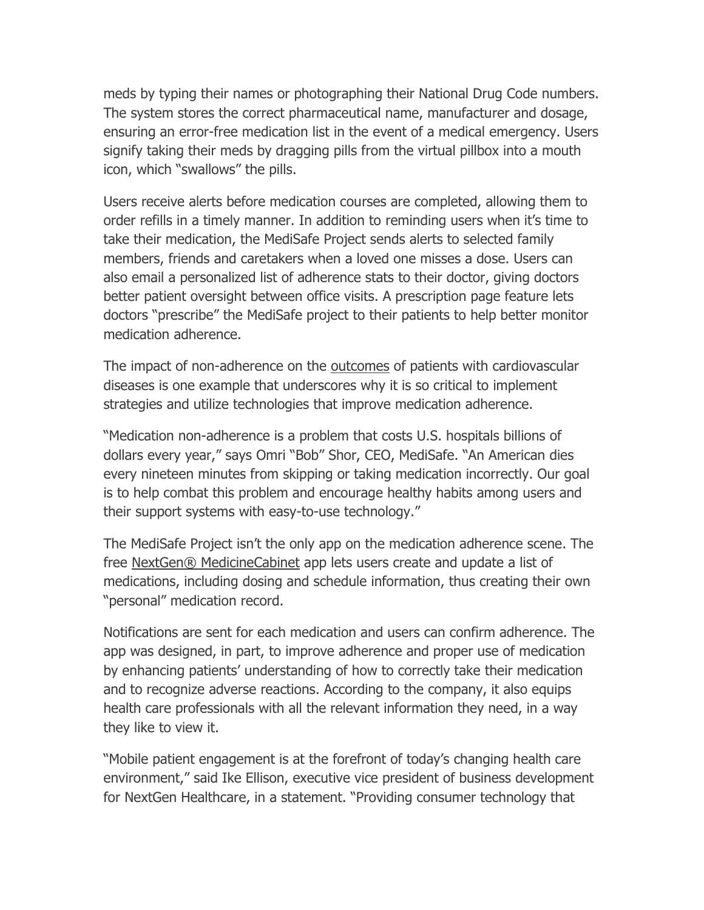meds by typing their names or photographing their National Drug Code numbers. The system stores the correct pharmaceutical name, manufacturer and dosage, ensuring an error-free medication list in the event of a medical emergency. Users signify taking their meds by dragging pills from the virtual pillbox into a mouth icon, which "swallows" the pills.

Users receive alerts before medication courses are completed, allowing them to order refills in a timely manner. In addition to reminding users when it's time to take their medication, the MediSafe Project sends alerts to selected family members, friends and caretakers when a loved one misses a dose. Users can also email a personalized list of adherence stats to their doctor, giving doctors better patient oversight between office visits. A prescription page feature lets doctors "prescribe" the MediSafe project to their patients to help better monitor medication adherence.

The impact of non-adherence on the outcomes of patients with cardiovascular diseases is one example that underscores why it is so critical to implement strategies and utilize technologies that improve medication adherence.

"Medication non-adherence is a problem that costs U.S. hospitals billions of dollars every year," says Omri "Bob" Shor, CEO, MediSafe. "An American dies every nineteen minutes from skipping or taking medication incorrectly. Our goal is to help combat this problem and encourage healthy habits among users and their support systems with easy-to-use technology."

The MediSafe Project isn't the only app on the medication adherence scene. The free NextGen® MedicineCabinet app lets users create and update a list of medications, including dosing and schedule information, thus creating their own "personal" medication record.

Notifications are sent for each medication and users can confirm adherence. The app was designed, in part, to improve adherence and proper use of medication by enhancing patients' understanding of how to correctly take their medication and to recognize adverse reactions. According to the company, it also equips health care professionals with all the relevant information they need, in a way they like to view it.

"Mobile patient engagement is at the forefront of today's changing health care environment," said Ike Ellison, executive vice president of business development for NextGen Healthcare, in a statement. "Providing consumer technology that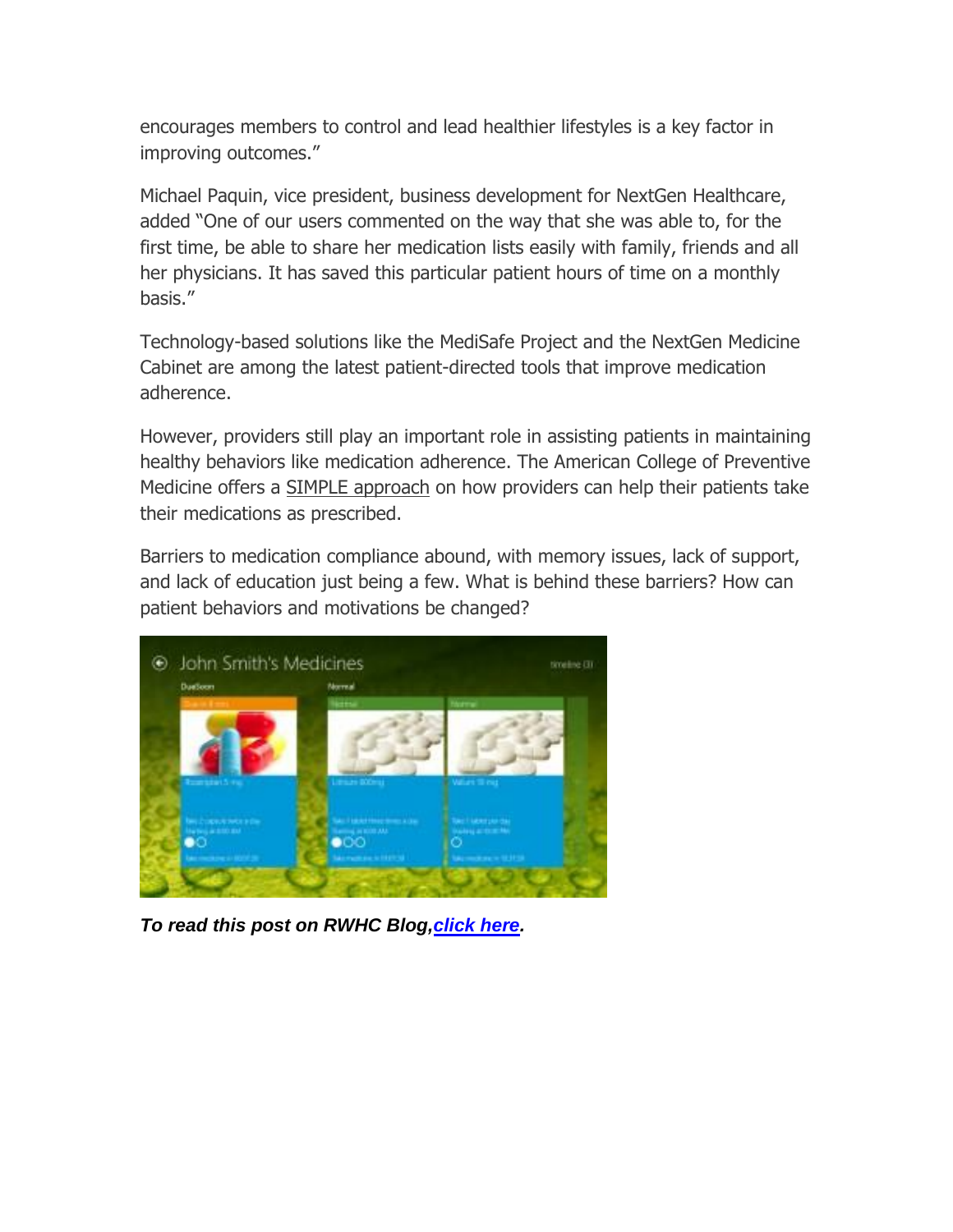encourages members to control and lead healthier lifestyles is a key factor in improving outcomes."

Michael Paquin, vice president, business development for NextGen Healthcare, added "One of our users commented on the way that she was able to, for the first time, be able to share her medication lists easily with family, friends and all her physicians. It has saved this particular patient hours of time on a monthly basis."

Technology-based solutions like the MediSafe Project and the NextGen Medicine Cabinet are among the latest patient-directed tools that improve medication adherence.

However, providers still play an important role in assisting patients in maintaining healthy behaviors like medication adherence. The American College of Preventive Medicine offers a SIMPLE approach on how providers can help their patients take their medications as prescribed.

Barriers to medication compliance abound, with memory issues, lack of support, and lack of education just being a few. What is behind these barriers? How can patient behaviors and motivations be changed?

***To read this post on RWHC Blog, click here.***